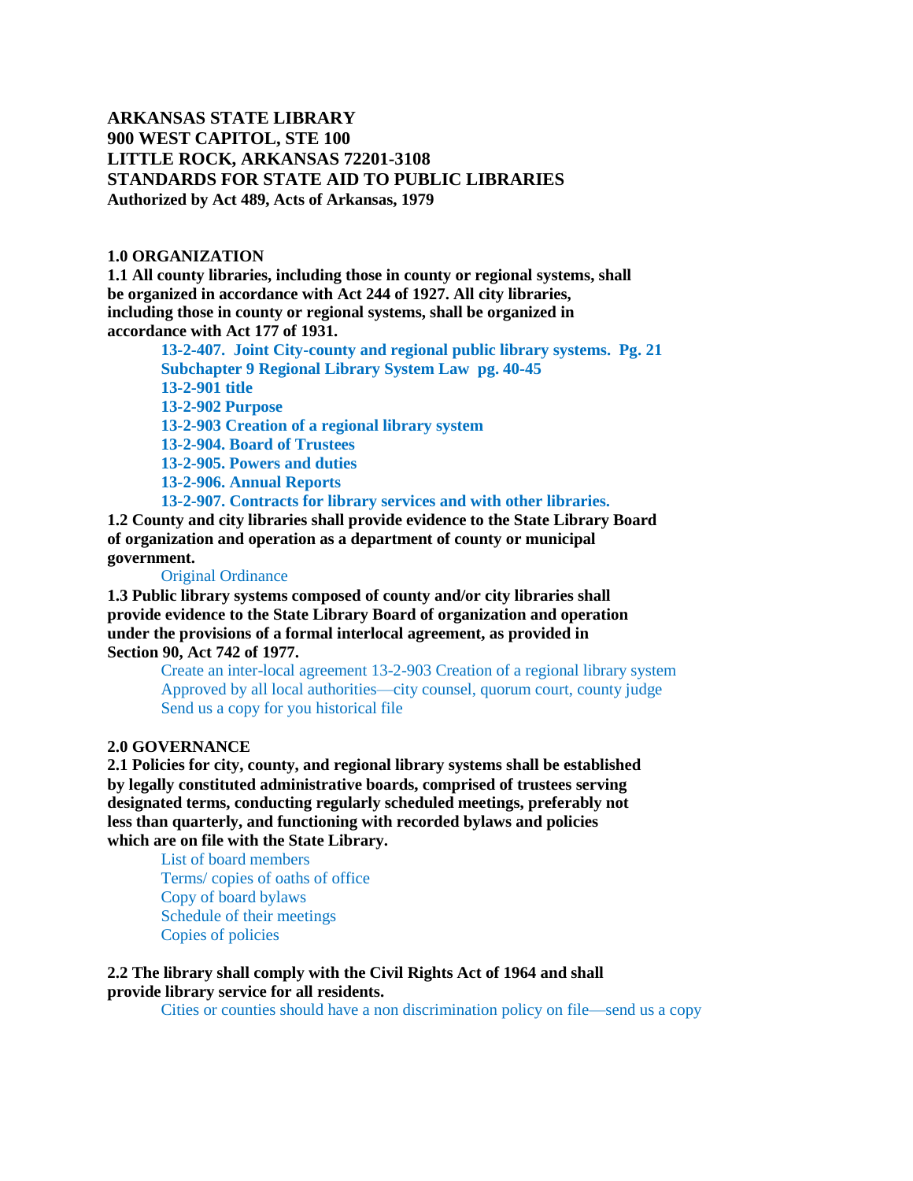**ARKANSAS STATE LIBRARY**
**900 WEST CAPITOL, STE 100**
**LITTLE ROCK, ARKANSAS 72201-3108**
**STANDARDS FOR STATE AID TO PUBLIC LIBRARIES**
**Authorized by Act 489, Acts of Arkansas, 1979**

## 1.0 ORGANIZATION

**1.1 All county libraries, including those in county or regional systems, shall be organized in accordance with Act 244 of 1927. All city libraries, including those in county or regional systems, shall be organized in accordance with Act 177 of 1931.**

> **13-2-407. Joint City-county and regional public library systems. Pg. 21**
> **Subchapter 9 Regional Library System Law pg. 40-45**
> **13-2-901 title**
> **13-2-902 Purpose**
> **13-2-903 Creation of a regional library system**
> **13-2-904. Board of Trustees**
> **13-2-905. Powers and duties**
> **13-2-906. Annual Reports**
> **13-2-907. Contracts for library services and with other libraries.**

**1.2 County and city libraries shall provide evidence to the State Library Board of organization and operation as a department of county or municipal government.**

> Original Ordinance

**1.3 Public library systems composed of county and/or city libraries shall provide evidence to the State Library Board of organization and operation under the provisions of a formal interlocal agreement, as provided in Section 90, Act 742 of 1977.**

> Create an inter-local agreement 13-2-903 Creation of a regional library system
> Approved by all local authorities—city counsel, quorum court, county judge
> Send us a copy for you historical file

## 2.0 GOVERNANCE

**2.1 Policies for city, county, and regional library systems shall be established by legally constituted administrative boards, comprised of trustees serving designated terms, conducting regularly scheduled meetings, preferably not less than quarterly, and functioning with recorded bylaws and policies which are on file with the State Library.**

> List of board members
> Terms/ copies of oaths of office
> Copy of board bylaws
> Schedule of their meetings
> Copies of policies

**2.2 The library shall comply with the Civil Rights Act of 1964 and shall provide library service for all residents.**

> Cities or counties should have a non discrimination policy on file—send us a copy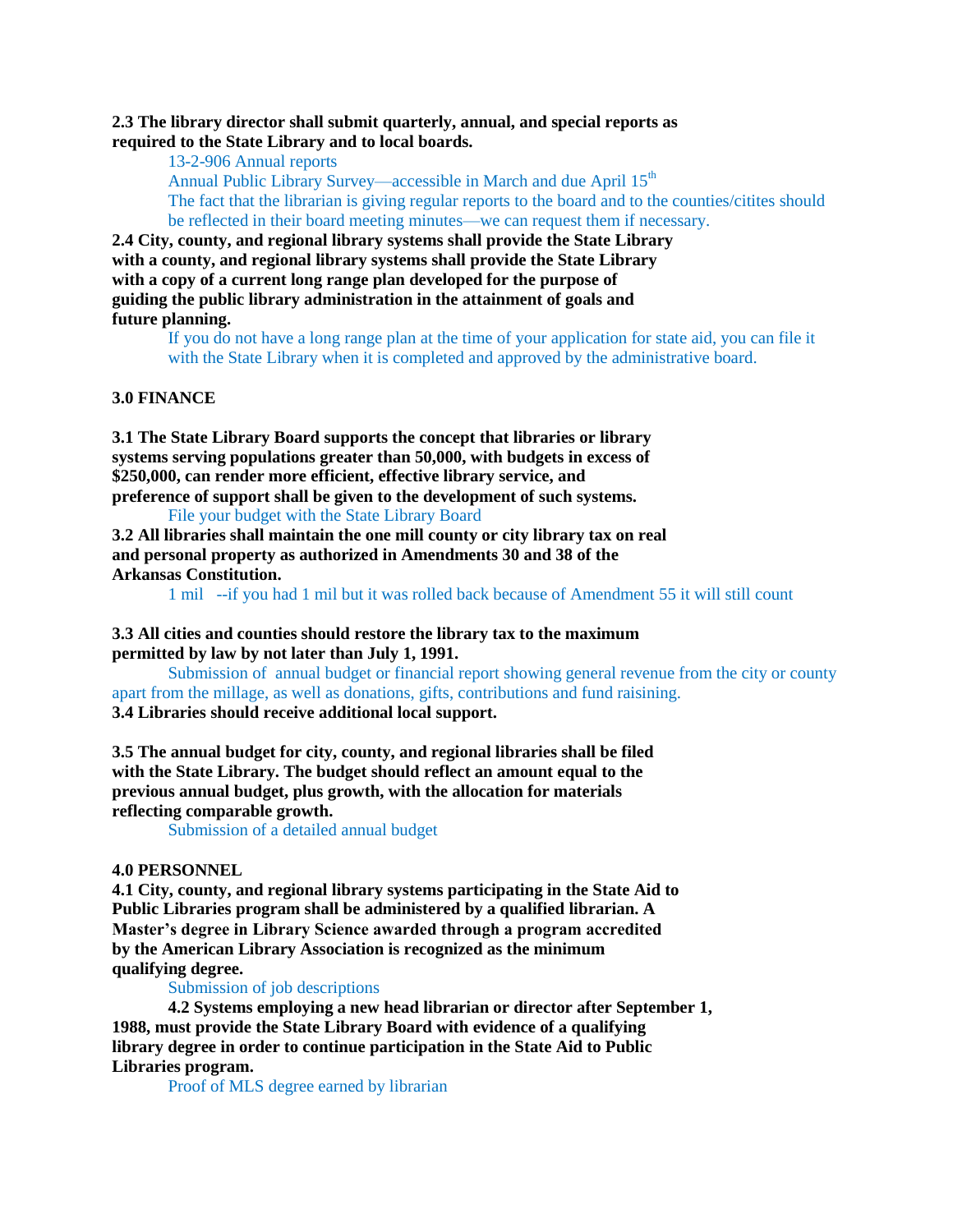**2.3 The library director shall submit quarterly, annual, and special reports as required to the State Library and to local boards.**

13-2-906 Annual reports

Annual Public Library Survey—accessible in March and due April 15th

The fact that the librarian is giving regular reports to the board and to the counties/citites should be reflected in their board meeting minutes—we can request them if necessary.

**2.4 City, county, and regional library systems shall provide the State Library with a county, and regional library systems shall provide the State Library with a copy of a current long range plan developed for the purpose of guiding the public library administration in the attainment of goals and future planning.**

If you do not have a long range plan at the time of your application for state aid, you can file it with the State Library when it is completed and approved by the administrative board.

**3.0 FINANCE**

**3.1 The State Library Board supports the concept that libraries or library systems serving populations greater than 50,000, with budgets in excess of $250,000, can render more efficient, effective library service, and preference of support shall be given to the development of such systems.**

File your budget with the State Library Board

**3.2 All libraries shall maintain the one mill county or city library tax on real and personal property as authorized in Amendments 30 and 38 of the Arkansas Constitution.**

1 mil --if you had 1 mil but it was rolled back because of Amendment 55 it will still count

**3.3 All cities and counties should restore the library tax to the maximum permitted by law by not later than July 1, 1991.**

Submission of annual budget or financial report showing general revenue from the city or county apart from the millage, as well as donations, gifts, contributions and fund raising.

**3.4 Libraries should receive additional local support.**

**3.5 The annual budget for city, county, and regional libraries shall be filed with the State Library. The budget should reflect an amount equal to the previous annual budget, plus growth, with the allocation for materials reflecting comparable growth.**

Submission of a detailed annual budget

**4.0 PERSONNEL**

**4.1 City, county, and regional library systems participating in the State Aid to Public Libraries program shall be administered by a qualified librarian. A Master's degree in Library Science awarded through a program accredited by the American Library Association is recognized as the minimum qualifying degree.**

Submission of job descriptions

**4.2 Systems employing a new head librarian or director after September 1, 1988, must provide the State Library Board with evidence of a qualifying library degree in order to continue participation in the State Aid to Public Libraries program.**

Proof of MLS degree earned by librarian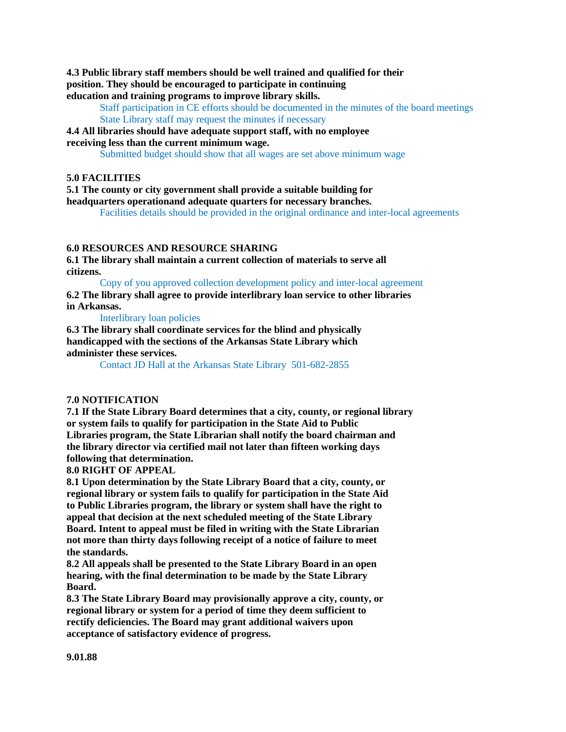**4.3 Public library staff members should be well trained and qualified for their position. They should be encouraged to participate in continuing education and training programs to improve library skills.**

Staff participation in CE efforts should be documented in the minutes of the board meetings
State Library staff may request the minutes if necessary

**4.4 All libraries should have adequate support staff, with no employee receiving less than the current minimum wage.**

Submitted budget should show that all wages are set above minimum wage

**5.0 FACILITIES**

**5.1 The county or city government shall provide a suitable building for headquarters operationand adequate quarters for necessary branches.**

Facilities details should be provided in the original ordinance and inter-local agreements

**6.0 RESOURCES AND RESOURCE SHARING**

**6.1 The library shall maintain a current collection of materials to serve all citizens.**

Copy of you approved collection development policy and inter-local agreement

**6.2 The library shall agree to provide interlibrary loan service to other libraries in Arkansas.**

Interlibrary loan policies

**6.3 The library shall coordinate services for the blind and physically handicapped with the sections of the Arkansas State Library which administer these services.**

Contact JD Hall at the Arkansas State Library 501-682-2855

**7.0 NOTIFICATION**

**7.1 If the State Library Board determines that a city, county, or regional library or system fails to qualify for participation in the State Aid to Public Libraries program, the State Librarian shall notify the board chairman and the library director via certified mail not later than fifteen working days following that determination.**

**8.0 RIGHT OF APPEAL**

**8.1 Upon determination by the State Library Board that a city, county, or regional library or system fails to qualify for participation in the State Aid to Public Libraries program, the library or system shall have the right to appeal that decision at the next scheduled meeting of the State Library Board. Intent to appeal must be filed in writing with the State Librarian not more than thirty days following receipt of a notice of failure to meet the standards.**

**8.2 All appeals shall be presented to the State Library Board in an open hearing, with the final determination to be made by the State Library Board.**

**8.3 The State Library Board may provisionally approve a city, county, or regional library or system for a period of time they deem sufficient to rectify deficiencies. The Board may grant additional waivers upon acceptance of satisfactory evidence of progress.**

**9.01.88**